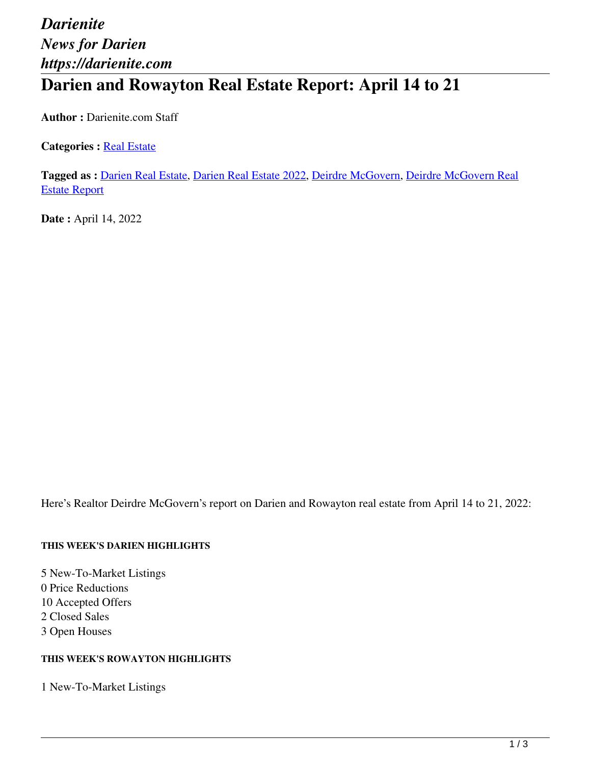*Darienite*
*News for Darien*
*https://darienite.com*

# Darien and Rowayton Real Estate Report: April 14 to 21

**Author :** Darienite.com Staff

**Categories :** Real Estate

**Tagged as :** Darien Real Estate, Darien Real Estate 2022, Deirdre McGovern, Deirdre McGovern Real Estate Report

**Date :** April 14, 2022

Here's Realtor Deirdre McGovern's report on Darien and Rowayton real estate from April 14 to 21, 2022:

##### THIS WEEK'S DARIEN HIGHLIGHTS

5 New-To-Market Listings
0 Price Reductions
10 Accepted Offers
2 Closed Sales
3 Open Houses

##### THIS WEEK'S ROWAYTON HIGHLIGHTS

1 New-To-Market Listings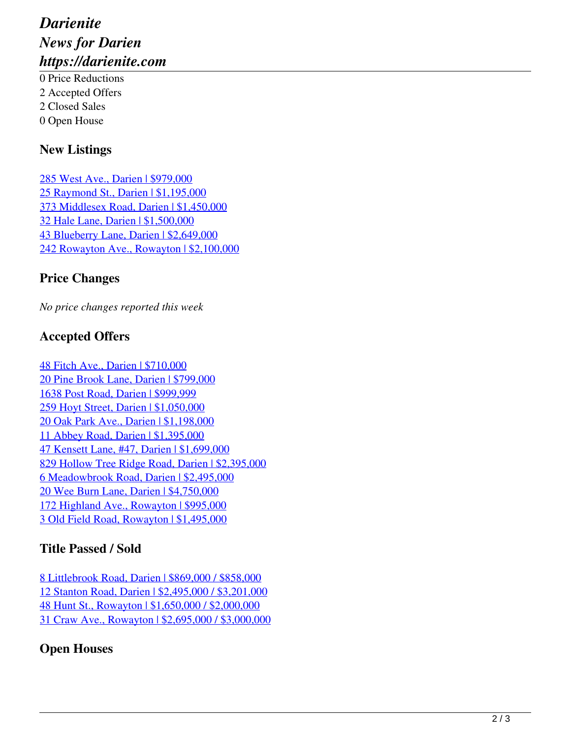0 Price Reductions
2 Accepted Offers
2 Closed Sales
0 Open House

### New Listings

285 West Ave., Darien | $979,000
25 Raymond St., Darien | $1,195,000
373 Middlesex Road, Darien | $1,450,000
32 Hale Lane, Darien | $1,500,000
43 Blueberry Lane, Darien | $2,649,000
242 Rowayton Ave., Rowayton | $2,100,000

### Price Changes

*No price changes reported this week*

### Accepted Offers

48 Fitch Ave., Darien | $710,000
20 Pine Brook Lane, Darien | $799,000
1638 Post Road, Darien | $999,999
259 Hoyt Street, Darien | $1,050,000
20 Oak Park Ave., Darien | $1,198,000
11 Abbey Road, Darien | $1,395,000
47 Kensett Lane, #47, Darien | $1,699,000
829 Hollow Tree Ridge Road, Darien | $2,395,000
6 Meadowbrook Road, Darien | $2,495,000
20 Wee Burn Lane, Darien | $4,750,000
172 Highland Ave., Rowayton | $995,000
3 Old Field Road, Rowayton | $1,495,000

### Title Passed / Sold

8 Littlebrook Road, Darien | $869,000 / $858,000
12 Stanton Road, Darien | $2,495,000 / $3,201,000
48 Hunt St., Rowayton | $1,650,000 / $2,000,000
31 Craw Ave., Rowayton | $2,695,000 / $3,000,000

### Open Houses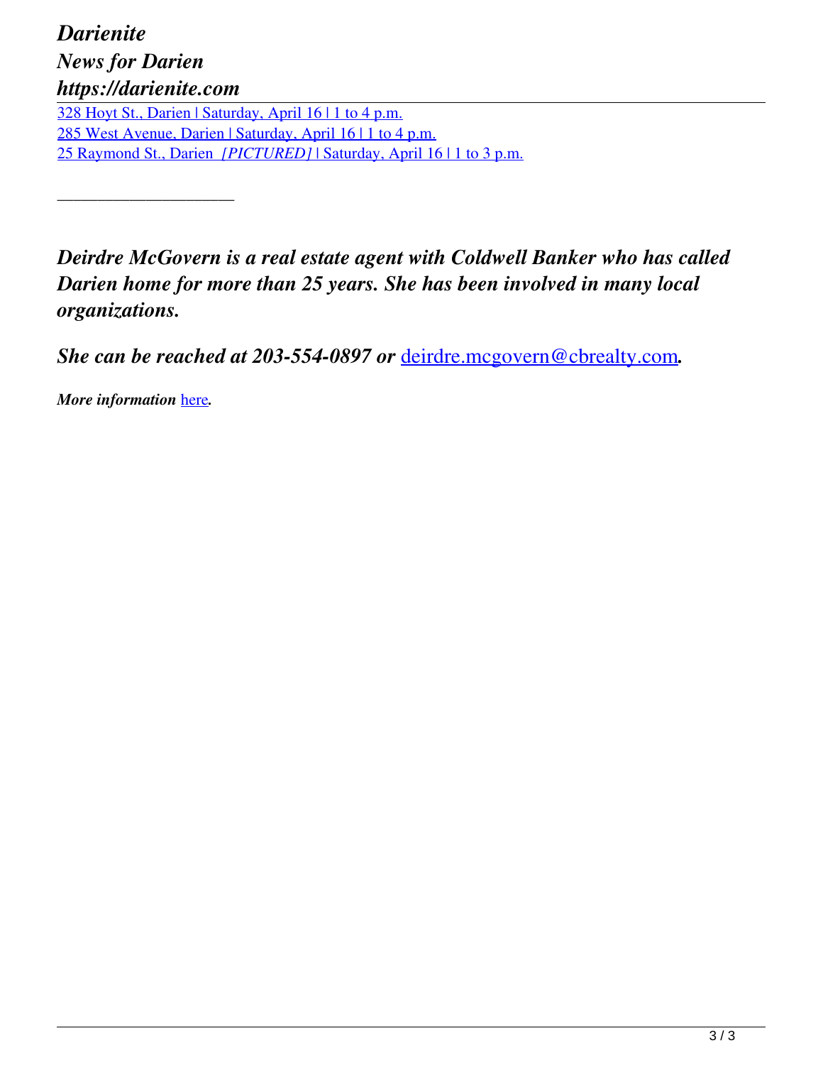[328 Hoyt St., Darien | Saturday, April 16 | 1 to 4 p.m.](#)
[285 West Avenue, Darien | Saturday, April 16 | 1 to 4 p.m.](#)
[25 Raymond St., Darien *[PICTURED]* | Saturday, April 16 | 1 to 3 p.m.](#)

———————————

***Deirdre McGovern is a real estate agent with Coldwell Banker who has called Darien home for more than 25 years. She has been involved in many local organizations.***

***She can be reached at 203-554-0897 or*** [deirdre.mcgovern@cbrealty.com](mailto:deirdre.mcgovern@cbrealty.com)***.***

***More information*** [here](#)***.***